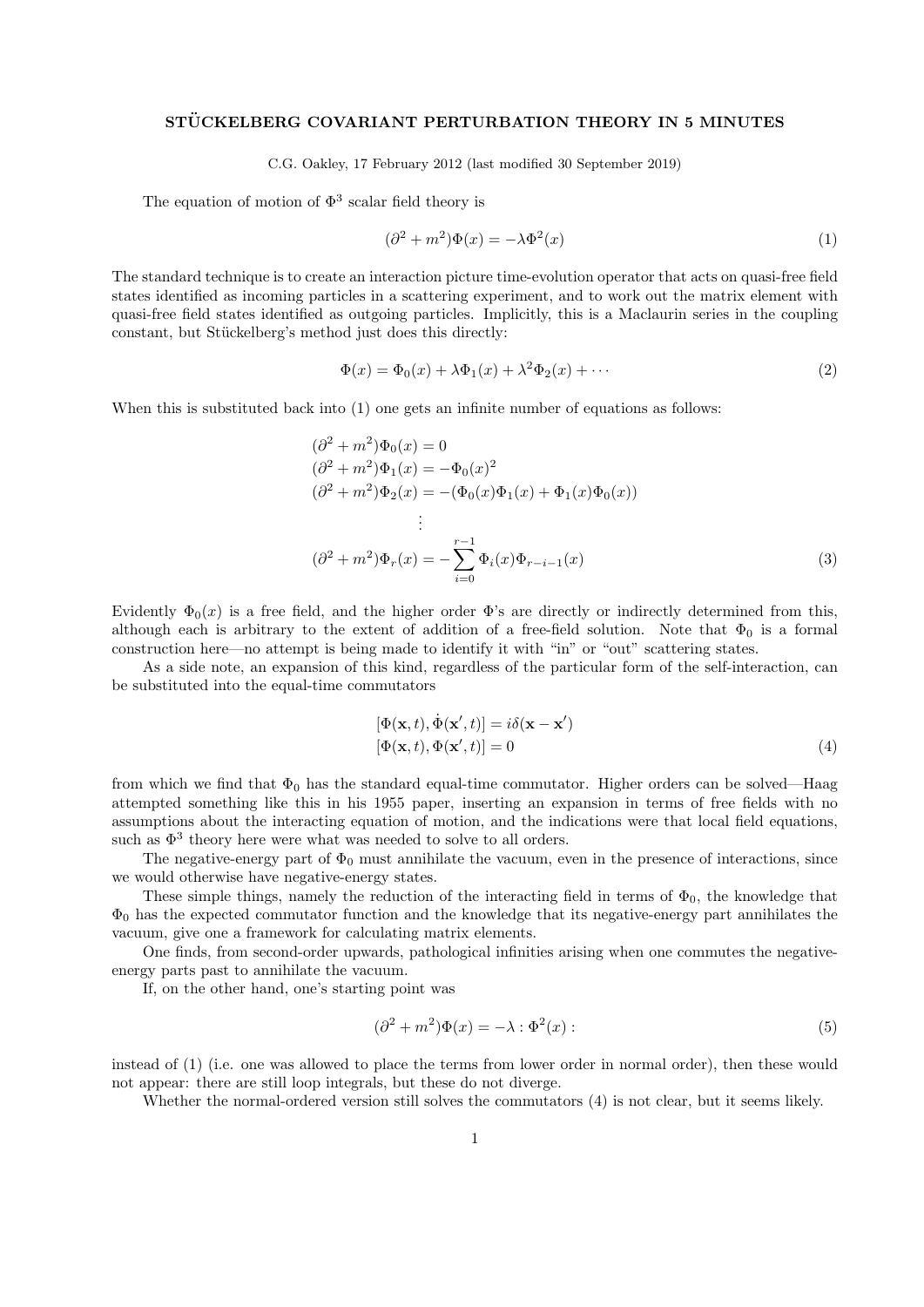# STÜCKELBERG COVARIANT PERTURBATION THEORY IN 5 MINUTES

C.G. Oakley, 17 February 2012 (last modified 30 September 2019)

The equation of motion of $\Phi^3$ scalar field theory is

$$(\partial^2 + m^2)\Phi(x) = -\lambda\Phi^2(x) \tag{1}$$

The standard technique is to create an interaction picture time-evolution operator that acts on quasi-free field states identified as incoming particles in a scattering experiment, and to work out the matrix element with quasi-free field states identified as outgoing particles. Implicitly, this is a Maclaurin series in the coupling constant, but Stückelberg's method just does this directly:

$$\Phi(x) = \Phi_0(x) + \lambda\Phi_1(x) + \lambda^2\Phi_2(x) + \cdots \tag{2}$$

When this is substituted back into (1) one gets an infinite number of equations as follows:

$$\begin{aligned}
(\partial^2 + m^2)\Phi_0(x) &= 0 \\
(\partial^2 + m^2)\Phi_1(x) &= -\Phi_0(x)^2 \\
(\partial^2 + m^2)\Phi_2(x) &= -(\Phi_0(x)\Phi_1(x) + \Phi_1(x)\Phi_0(x)) \\
&\vdots \\
(\partial^2 + m^2)\Phi_r(x) &= -\sum_{i=0}^{r-1}\Phi_i(x)\Phi_{r-i-1}(x)
\end{aligned} \tag{3}$$

Evidently $\Phi_0(x)$ is a free field, and the higher order $\Phi$'s are directly or indirectly determined from this, although each is arbitrary to the extent of addition of a free-field solution. Note that $\Phi_0$ is a formal construction here—no attempt is being made to identify it with "in" or "out" scattering states.

As a side note, an expansion of this kind, regardless of the particular form of the self-interaction, can be substituted into the equal-time commutators

$$\begin{aligned}
[\Phi(\mathbf{x}, t), \dot{\Phi}(\mathbf{x}', t)] &= i\delta(\mathbf{x} - \mathbf{x}') \\
[\Phi(\mathbf{x}, t), \Phi(\mathbf{x}', t)] &= 0
\end{aligned} \tag{4}$$

from which we find that $\Phi_0$ has the standard equal-time commutator. Higher orders can be solved—Haag attempted something like this in his 1955 paper, inserting an expansion in terms of free fields with no assumptions about the interacting equation of motion, and the indications were that local field equations, such as $\Phi^3$ theory here were what was needed to solve to all orders.

The negative-energy part of $\Phi_0$ must annihilate the vacuum, even in the presence of interactions, since we would otherwise have negative-energy states.

These simple things, namely the reduction of the interacting field in terms of $\Phi_0$, the knowledge that $\Phi_0$ has the expected commutator function and the knowledge that its negative-energy part annihilates the vacuum, give one a framework for calculating matrix elements.

One finds, from second-order upwards, pathological infinities arising when one commutes the negative-energy parts past to annihilate the vacuum.

If, on the other hand, one's starting point was

$$(\partial^2 + m^2)\Phi(x) = -\lambda :\Phi^2(x): \tag{5}$$

instead of (1) (i.e. one was allowed to place the terms from lower order in normal order), then these would not appear: there are still loop integrals, but these do not diverge.

Whether the normal-ordered version still solves the commutators (4) is not clear, but it seems likely.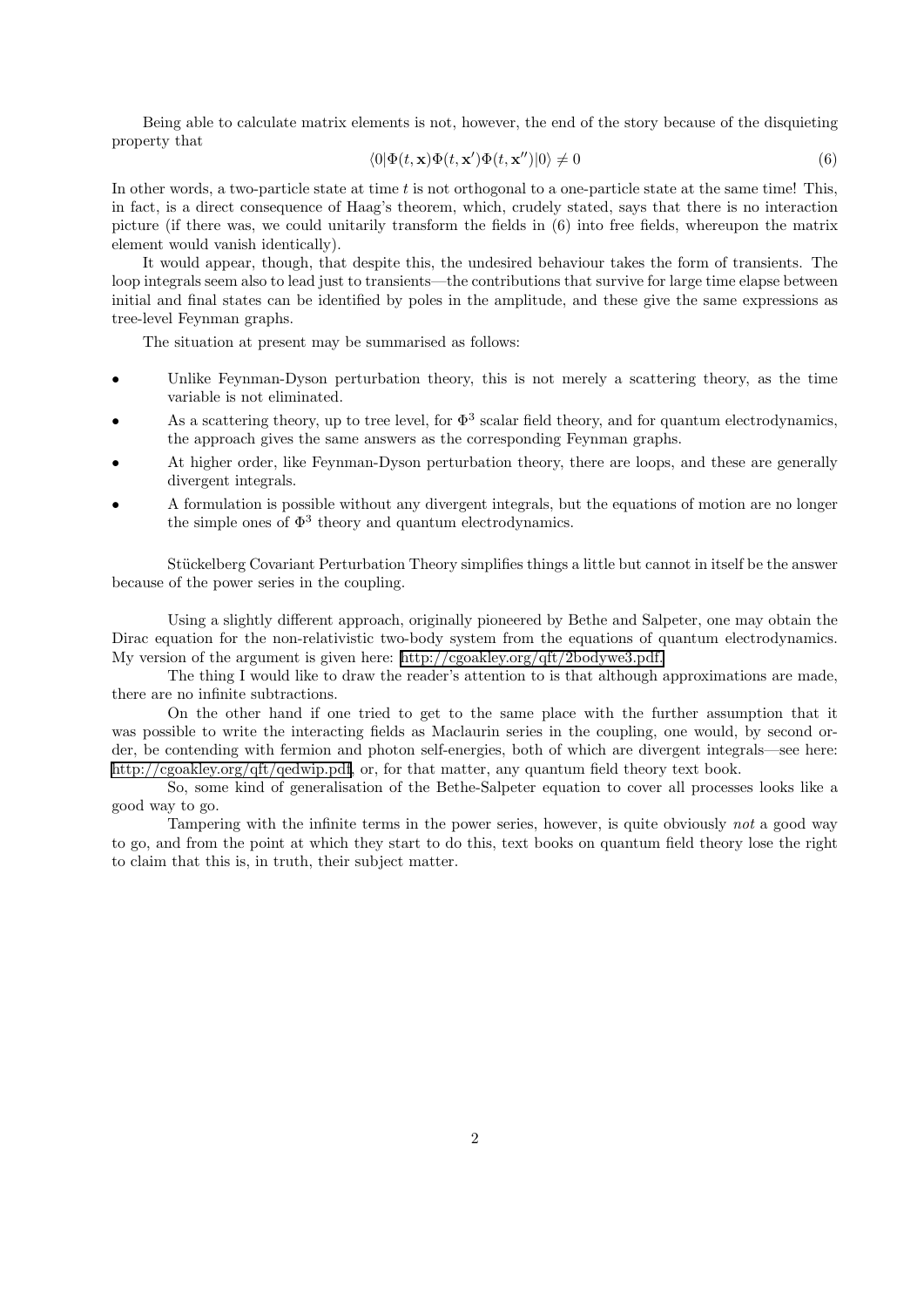Being able to calculate matrix elements is not, however, the end of the story because of the disquieting property that

$$\langle 0|\Phi(t,\mathbf{x})\Phi(t,\mathbf{x}')\Phi(t,\mathbf{x}'')|0\rangle \neq 0 \tag{6}$$

In other words, a two-particle state at time $t$ is not orthogonal to a one-particle state at the same time! This, in fact, is a direct consequence of Haag's theorem, which, crudely stated, says that there is no interaction picture (if there was, we could unitarily transform the fields in (6) into free fields, whereupon the matrix element would vanish identically).

It would appear, though, that despite this, the undesired behaviour takes the form of transients. The loop integrals seem also to lead just to transients—the contributions that survive for large time elapse between initial and final states can be identified by poles in the amplitude, and these give the same expressions as tree-level Feynman graphs.

The situation at present may be summarised as follows:

- Unlike Feynman-Dyson perturbation theory, this is not merely a scattering theory, as the time variable is not eliminated.
- As a scattering theory, up to tree level, for $\Phi^3$ scalar field theory, and for quantum electrodynamics, the approach gives the same answers as the corresponding Feynman graphs.
- At higher order, like Feynman-Dyson perturbation theory, there are loops, and these are generally divergent integrals.
- A formulation is possible without any divergent integrals, but the equations of motion are no longer the simple ones of $\Phi^3$ theory and quantum electrodynamics.

Stückelberg Covariant Perturbation Theory simplifies things a little but cannot in itself be the answer because of the power series in the coupling.

Using a slightly different approach, originally pioneered by Bethe and Salpeter, one may obtain the Dirac equation for the non-relativistic two-body system from the equations of quantum electrodynamics. My version of the argument is given here: http://cgoakley.org/qft/2bodywe3.pdf.

The thing I would like to draw the reader's attention to is that although approximations are made, there are no infinite subtractions.

On the other hand if one tried to get to the same place with the further assumption that it was possible to write the interacting fields as Maclaurin series in the coupling, one would, by second order, be contending with fermion and photon self-energies, both of which are divergent integrals—see here: http://cgoakley.org/qft/qedwip.pdf, or, for that matter, any quantum field theory text book.

So, some kind of generalisation of the Bethe-Salpeter equation to cover all processes looks like a good way to go.

Tampering with the infinite terms in the power series, however, is quite obviously *not* a good way to go, and from the point at which they start to do this, text books on quantum field theory lose the right to claim that this is, in truth, their subject matter.